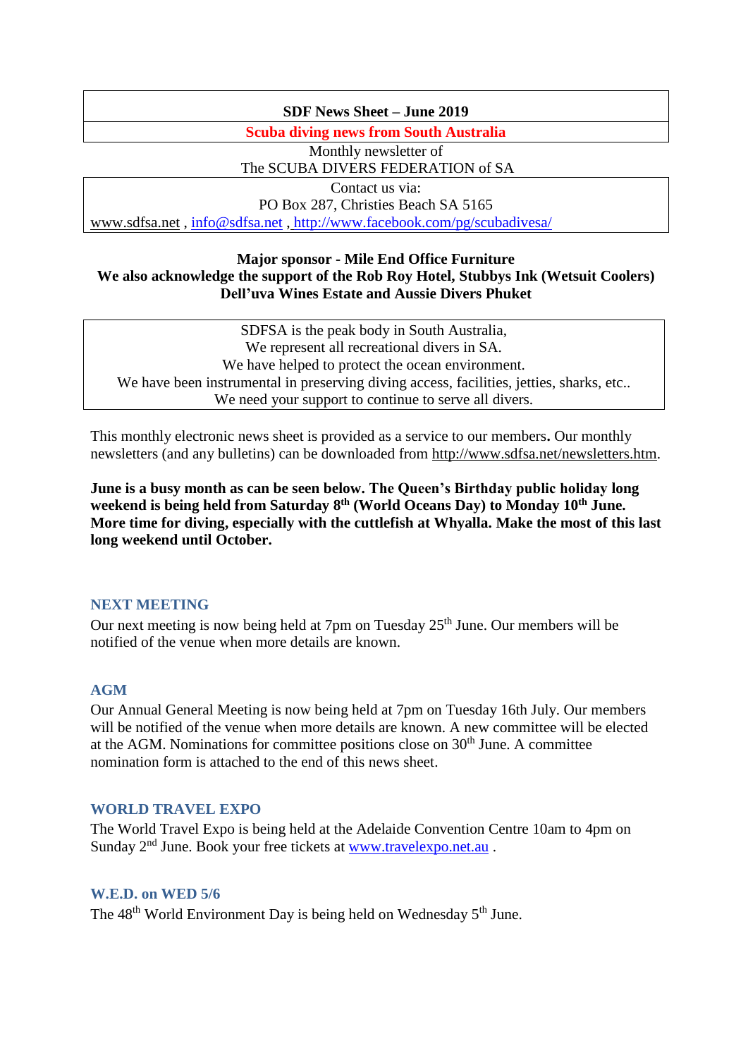**SDF News Sheet – June 2019**

**Scuba diving news from South Australia**

Monthly newsletter of
The SCUBA DIVERS FEDERATION of SA

Contact us via:
PO Box 287, Christies Beach SA 5165
www.sdfsa.net , info@sdfsa.net , http://www.facebook.com/pg/scubadivesa/

**Major sponsor - Mile End Office Furniture**
**We also acknowledge the support of the Rob Roy Hotel, Stubbys Ink (Wetsuit Coolers) Dell'uva Wines Estate and Aussie Divers Phuket**

SDFSA is the peak body in South Australia,
We represent all recreational divers in SA.
We have helped to protect the ocean environment.
We have been instrumental in preserving diving access, facilities, jetties, sharks, etc..
We need your support to continue to serve all divers.

This monthly electronic news sheet is provided as a service to our members**.** Our monthly newsletters (and any bulletins) can be downloaded from http://www.sdfsa.net/newsletters.htm.

**June is a busy month as can be seen below. The Queen's Birthday public holiday long weekend is being held from Saturday 8th (World Oceans Day) to Monday 10th June. More time for diving, especially with the cuttlefish at Whyalla. Make the most of this last long weekend until October.**

## NEXT MEETING

Our next meeting is now being held at 7pm on Tuesday 25th June. Our members will be notified of the venue when more details are known.

## AGM

Our Annual General Meeting is now being held at 7pm on Tuesday 16th July. Our members will be notified of the venue when more details are known. A new committee will be elected at the AGM. Nominations for committee positions close on 30th June. A committee nomination form is attached to the end of this news sheet.

## WORLD TRAVEL EXPO

The World Travel Expo is being held at the Adelaide Convention Centre 10am to 4pm on Sunday 2nd June. Book your free tickets at www.travelexpo.net.au .

## W.E.D. on WED 5/6

The 48th World Environment Day is being held on Wednesday 5th June.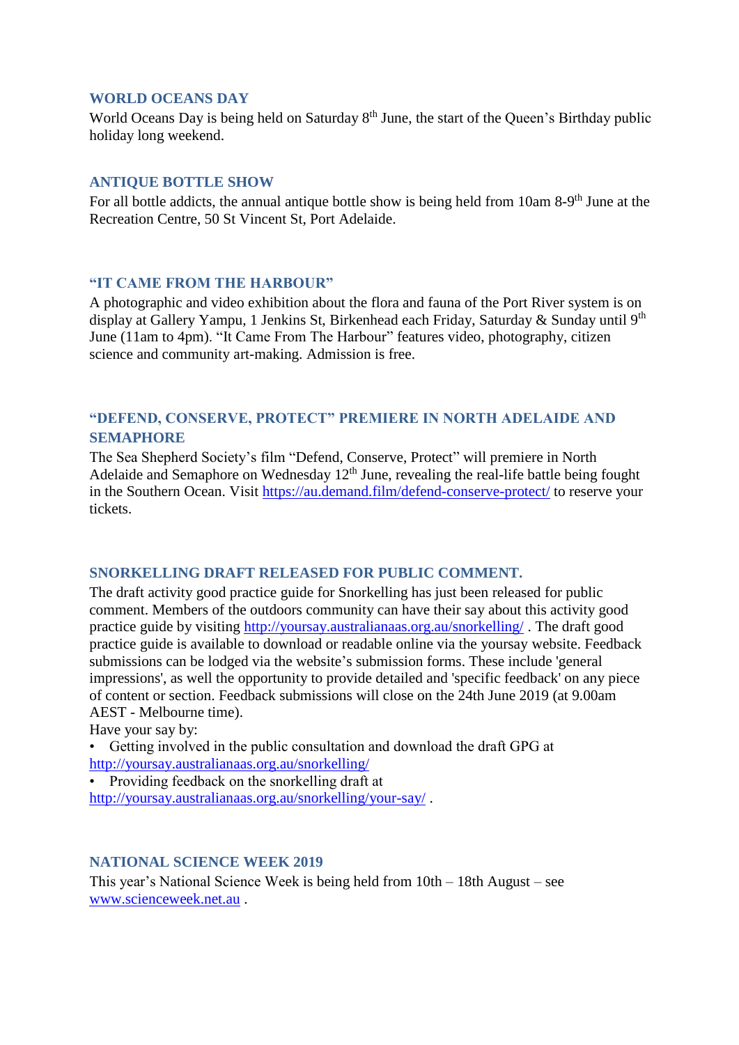### WORLD OCEANS DAY

World Oceans Day is being held on Saturday 8th June, the start of the Queen's Birthday public holiday long weekend.

### ANTIQUE BOTTLE SHOW

For all bottle addicts, the annual antique bottle show is being held from 10am 8-9th June at the Recreation Centre, 50 St Vincent St, Port Adelaide.

### "IT CAME FROM THE HARBOUR"

A photographic and video exhibition about the flora and fauna of the Port River system is on display at Gallery Yampu, 1 Jenkins St, Birkenhead each Friday, Saturday & Sunday until 9th June (11am to 4pm). "It Came From The Harbour" features video, photography, citizen science and community art-making. Admission is free.

### "DEFEND, CONSERVE, PROTECT" PREMIERE IN NORTH ADELAIDE AND SEMAPHORE

The Sea Shepherd Society's film "Defend, Conserve, Protect" will premiere in North Adelaide and Semaphore on Wednesday 12th June, revealing the real-life battle being fought in the Southern Ocean. Visit [https://au.demand.film/defend-conserve-protect/](https://au.demand.film/defend-conserve-protect/) to reserve your tickets.

### SNORKELLING DRAFT RELEASED FOR PUBLIC COMMENT.

The draft activity good practice guide for Snorkelling has just been released for public comment. Members of the outdoors community can have their say about this activity good practice guide by visiting [http://yoursay.australianaas.org.au/snorkelling/](http://yoursay.australianaas.org.au/snorkelling/) . The draft good practice guide is available to download or readable online via the yoursay website. Feedback submissions can be lodged via the website's submission forms. These include 'general impressions', as well the opportunity to provide detailed and 'specific feedback' on any piece of content or section. Feedback submissions will close on the 24th June 2019 (at 9.00am AEST - Melbourne time).

Have your say by:

- Getting involved in the public consultation and download the draft GPG at [http://yoursay.australianaas.org.au/snorkelling/](http://yoursay.australianaas.org.au/snorkelling/)
- Providing feedback on the snorkelling draft at [http://yoursay.australianaas.org.au/snorkelling/your-say/](http://yoursay.australianaas.org.au/snorkelling/your-say/) .

### NATIONAL SCIENCE WEEK 2019

This year's National Science Week is being held from 10th – 18th August – see [www.scienceweek.net.au](http://www.scienceweek.net.au) .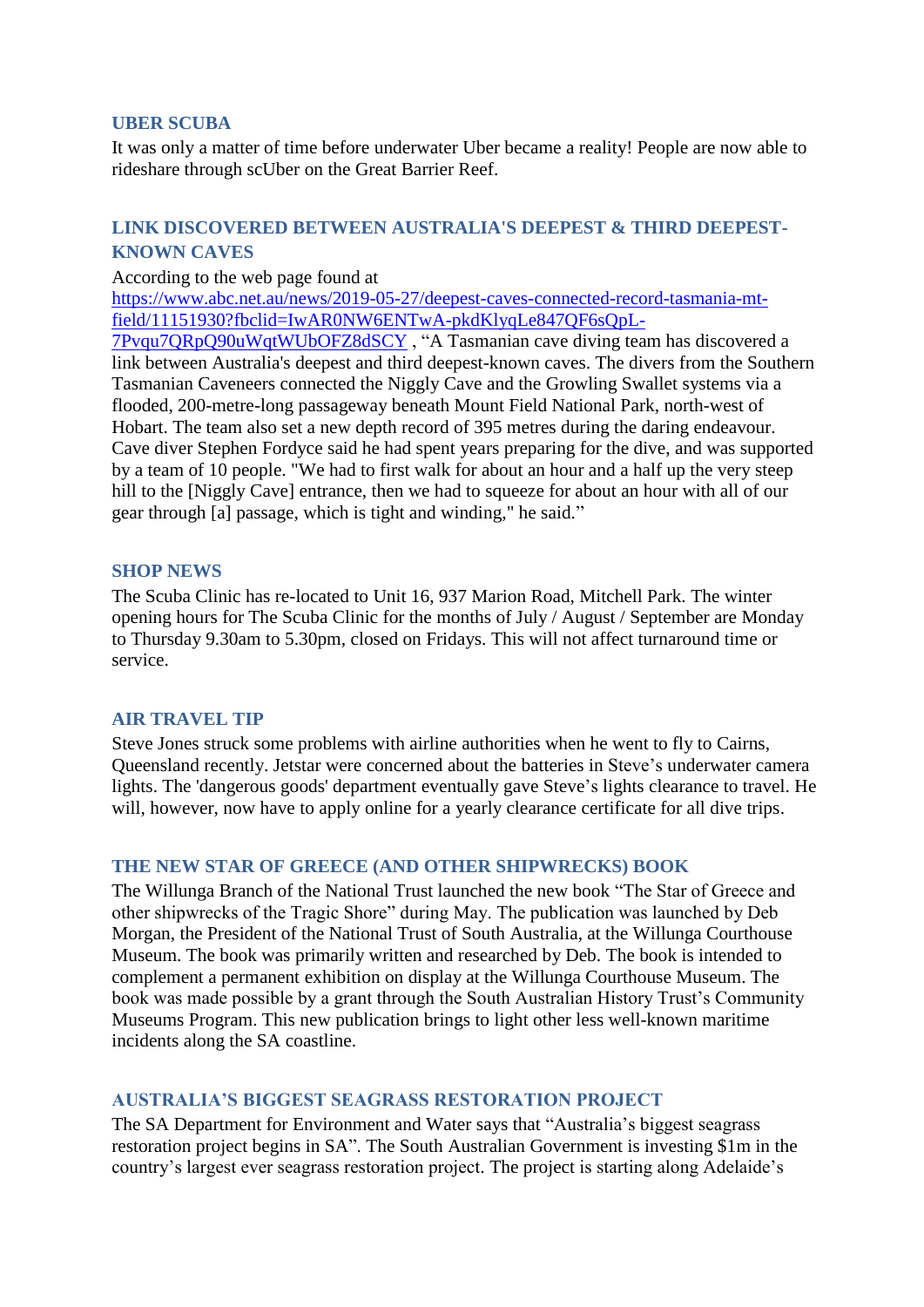### UBER SCUBA

It was only a matter of time before underwater Uber became a reality! People are now able to rideshare through scUber on the Great Barrier Reef.

### LINK DISCOVERED BETWEEN AUSTRALIA'S DEEPEST & THIRD DEEPEST-KNOWN CAVES

According to the web page found at [https://www.abc.net.au/news/2019-05-27/deepest-caves-connected-record-tasmania-mt-field/11151930?fbclid=IwAR0NW6ENTwA-pkdKlyqLe847QF6sQpL-7Pvqu7QRpQ90uWqtWUbOFZ8dSCY](https://www.abc.net.au/news/2019-05-27/deepest-caves-connected-record-tasmania-mt-field/11151930?fbclid=IwAR0NW6ENTwA-pkdKlyqLe847QF6sQpL-7Pvqu7QRpQ90uWqtWUbOFZ8dSCY) , "A Tasmanian cave diving team has discovered a link between Australia's deepest and third deepest-known caves. The divers from the Southern Tasmanian Caveneers connected the Niggly Cave and the Growling Swallet systems via a flooded, 200-metre-long passageway beneath Mount Field National Park, north-west of Hobart. The team also set a new depth record of 395 metres during the daring endeavour. Cave diver Stephen Fordyce said he had spent years preparing for the dive, and was supported by a team of 10 people. "We had to first walk for about an hour and a half up the very steep hill to the [Niggly Cave] entrance, then we had to squeeze for about an hour with all of our gear through [a] passage, which is tight and winding," he said."

### SHOP NEWS

The Scuba Clinic has re-located to Unit 16, 937 Marion Road, Mitchell Park. The winter opening hours for The Scuba Clinic for the months of July / August / September are Monday to Thursday 9.30am to 5.30pm, closed on Fridays. This will not affect turnaround time or service.

### AIR TRAVEL TIP

Steve Jones struck some problems with airline authorities when he went to fly to Cairns, Queensland recently. Jetstar were concerned about the batteries in Steve's underwater camera lights. The 'dangerous goods' department eventually gave Steve's lights clearance to travel. He will, however, now have to apply online for a yearly clearance certificate for all dive trips.

### THE NEW STAR OF GREECE (AND OTHER SHIPWRECKS) BOOK

The Willunga Branch of the National Trust launched the new book "The Star of Greece and other shipwrecks of the Tragic Shore" during May. The publication was launched by Deb Morgan, the President of the National Trust of South Australia, at the Willunga Courthouse Museum. The book was primarily written and researched by Deb. The book is intended to complement a permanent exhibition on display at the Willunga Courthouse Museum. The book was made possible by a grant through the South Australian History Trust's Community Museums Program. This new publication brings to light other less well-known maritime incidents along the SA coastline.

### AUSTRALIA'S BIGGEST SEAGRASS RESTORATION PROJECT

The SA Department for Environment and Water says that "Australia's biggest seagrass restoration project begins in SA". The South Australian Government is investing $1m in the country's largest ever seagrass restoration project. The project is starting along Adelaide's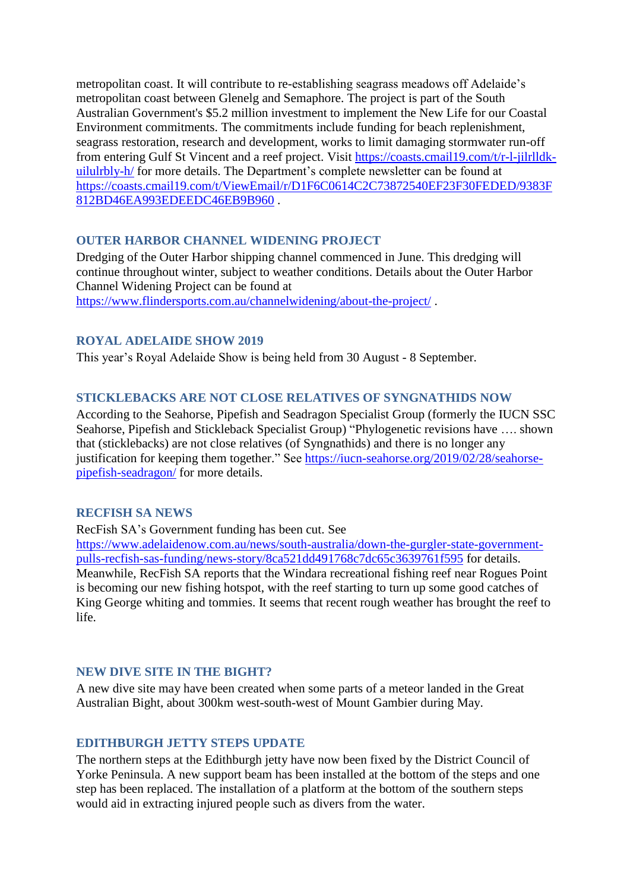metropolitan coast. It will contribute to re-establishing seagrass meadows off Adelaide's metropolitan coast between Glenelg and Semaphore. The project is part of the South Australian Government's $5.2 million investment to implement the New Life for our Coastal Environment commitments. The commitments include funding for beach replenishment, seagrass restoration, research and development, works to limit damaging stormwater run-off from entering Gulf St Vincent and a reef project. Visit https://coasts.cmail19.com/t/r-l-jilrlldk-uilulrbly-h/ for more details. The Department's complete newsletter can be found at https://coasts.cmail19.com/t/ViewEmail/r/D1F6C0614C2C73872540EF23F30FEDED/9383F812BD46EA993EDEEDC46EB9B960 .

### OUTER HARBOR CHANNEL WIDENING PROJECT

Dredging of the Outer Harbor shipping channel commenced in June. This dredging will continue throughout winter, subject to weather conditions. Details about the Outer Harbor Channel Widening Project can be found at https://www.flindersports.com.au/channelwidening/about-the-project/ .

### ROYAL ADELAIDE SHOW 2019

This year's Royal Adelaide Show is being held from 30 August - 8 September.

### STICKLEBACKS ARE NOT CLOSE RELATIVES OF SYNGNATHIDS NOW

According to the Seahorse, Pipefish and Seadragon Specialist Group (formerly the IUCN SSC Seahorse, Pipefish and Stickleback Specialist Group) "Phylogenetic revisions have …. shown that (sticklebacks) are not close relatives (of Syngnathids) and there is no longer any justification for keeping them together." See https://iucn-seahorse.org/2019/02/28/seahorse-pipefish-seadragon/ for more details.

### RECFISH SA NEWS

RecFish SA's Government funding has been cut. See https://www.adelaidenow.com.au/news/south-australia/down-the-gurgler-state-government-pulls-recfish-sas-funding/news-story/8ca521dd491768c7dc65c3639761f595 for details. Meanwhile, RecFish SA reports that the Windara recreational fishing reef near Rogues Point is becoming our new fishing hotspot, with the reef starting to turn up some good catches of King George whiting and tommies. It seems that recent rough weather has brought the reef to life.

### NEW DIVE SITE IN THE BIGHT?

A new dive site may have been created when some parts of a meteor landed in the Great Australian Bight, about 300km west-south-west of Mount Gambier during May.

### EDITHBURGH JETTY STEPS UPDATE

The northern steps at the Edithburgh jetty have now been fixed by the District Council of Yorke Peninsula. A new support beam has been installed at the bottom of the steps and one step has been replaced. The installation of a platform at the bottom of the southern steps would aid in extracting injured people such as divers from the water.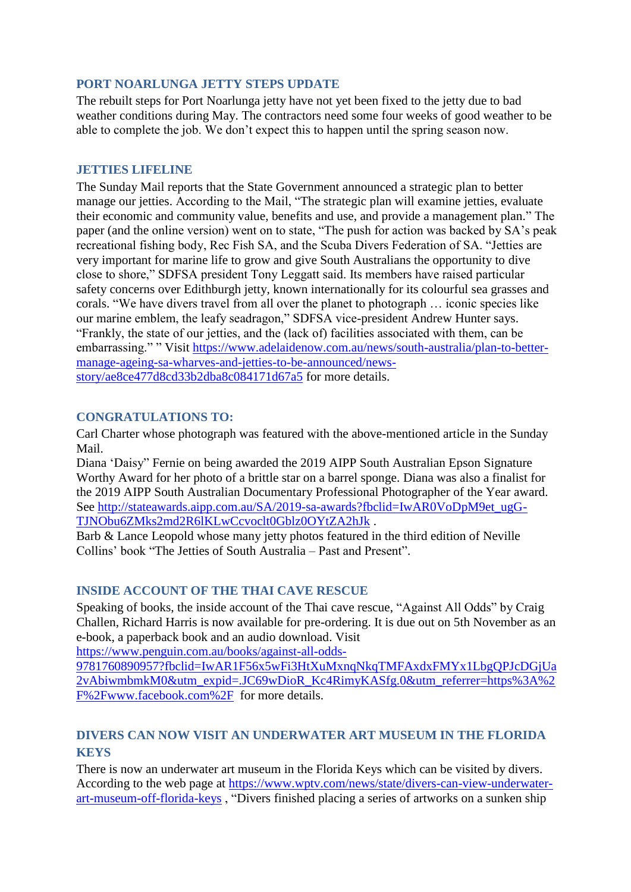## PORT NOARLUNGA JETTY STEPS UPDATE

The rebuilt steps for Port Noarlunga jetty have not yet been fixed to the jetty due to bad weather conditions during May. The contractors need some four weeks of good weather to be able to complete the job. We don't expect this to happen until the spring season now.

## JETTIES LIFELINE

The Sunday Mail reports that the State Government announced a strategic plan to better manage our jetties. According to the Mail, "The strategic plan will examine jetties, evaluate their economic and community value, benefits and use, and provide a management plan." The paper (and the online version) went on to state, "The push for action was backed by SA's peak recreational fishing body, Rec Fish SA, and the Scuba Divers Federation of SA. "Jetties are very important for marine life to grow and give South Australians the opportunity to dive close to shore," SDFSA president Tony Leggatt said. Its members have raised particular safety concerns over Edithburgh jetty, known internationally for its colourful sea grasses and corals. "We have divers travel from all over the planet to photograph … iconic species like our marine emblem, the leafy seadragon," SDFSA vice-president Andrew Hunter says. "Frankly, the state of our jetties, and the (lack of) facilities associated with them, can be embarrassing." " Visit https://www.adelaidenow.com.au/news/south-australia/plan-to-better-manage-ageing-sa-wharves-and-jetties-to-be-announced/news-story/ae8ce477d8cd33b2dba8c084171d67a5 for more details.

## CONGRATULATIONS TO:

Carl Charter whose photograph was featured with the above-mentioned article in the Sunday Mail.

Diana 'Daisy" Fernie on being awarded the 2019 AIPP South Australian Epson Signature Worthy Award for her photo of a brittle star on a barrel sponge. Diana was also a finalist for the 2019 AIPP South Australian Documentary Professional Photographer of the Year award. See http://stateawards.aipp.com.au/SA/2019-sa-awards?fbclid=IwAR0VoDpM9et_ugG-TJNObu6ZMks2md2R6lKLwCcvoclt0Gblz0OYtZA2hJk .

Barb & Lance Leopold whose many jetty photos featured in the third edition of Neville Collins' book "The Jetties of South Australia – Past and Present".

## INSIDE ACCOUNT OF THE THAI CAVE RESCUE

Speaking of books, the inside account of the Thai cave rescue, "Against All Odds" by Craig Challen, Richard Harris is now available for pre-ordering. It is due out on 5th November as an e-book, a paperback book and an audio download. Visit https://www.penguin.com.au/books/against-all-odds-9781760890957?fbclid=IwAR1F56x5wFi3HtXuMxnqNkqTMFAxdxFMYx1LbgQPJcDGjUa2vAbiwmbmkM0&utm_expid=.JC69wDioR_Kc4RimyKASfg.0&utm_referrer=https%3A%2F%2Fwww.facebook.com%2F for more details.

## DIVERS CAN NOW VISIT AN UNDERWATER ART MUSEUM IN THE FLORIDA KEYS

There is now an underwater art museum in the Florida Keys which can be visited by divers. According to the web page at https://www.wptv.com/news/state/divers-can-view-underwater-art-museum-off-florida-keys , "Divers finished placing a series of artworks on a sunken ship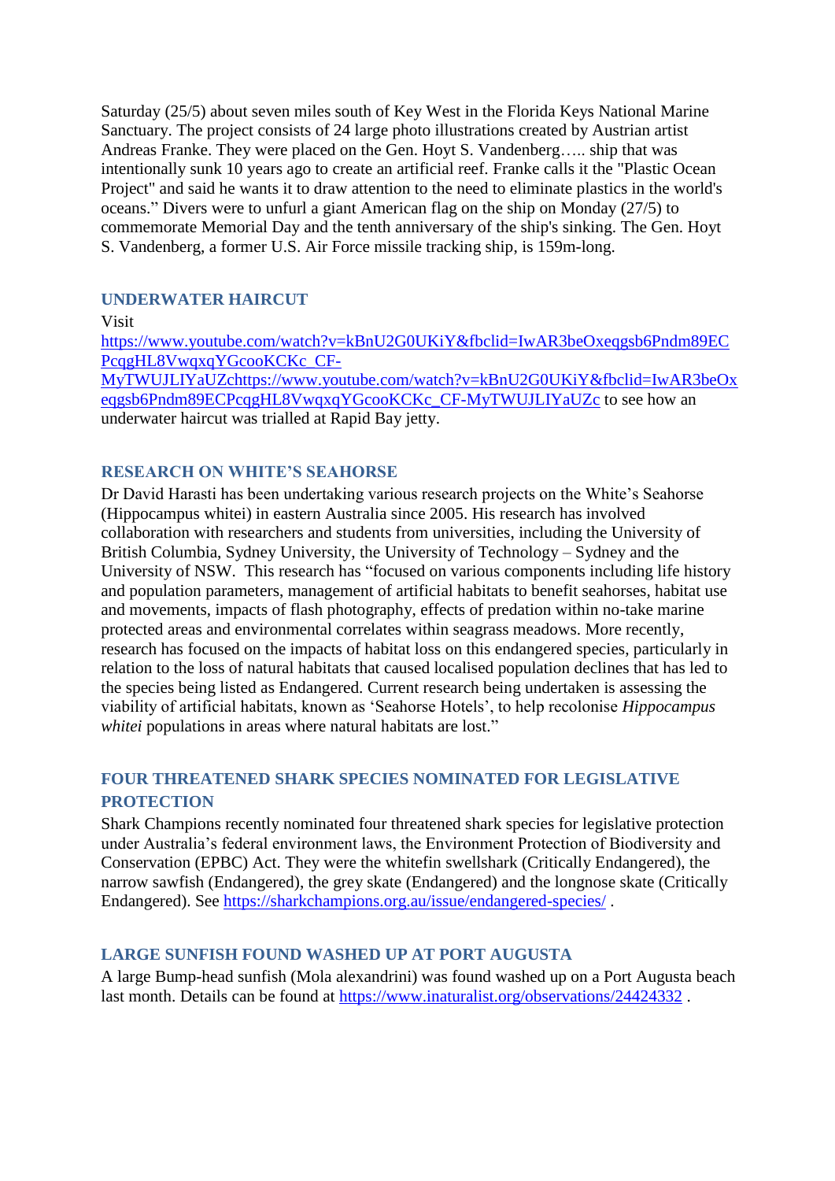Saturday (25/5) about seven miles south of Key West in the Florida Keys National Marine Sanctuary. The project consists of 24 large photo illustrations created by Austrian artist Andreas Franke. They were placed on the Gen. Hoyt S. Vandenberg….. ship that was intentionally sunk 10 years ago to create an artificial reef. Franke calls it the "Plastic Ocean Project" and said he wants it to draw attention to the need to eliminate plastics in the world's oceans." Divers were to unfurl a giant American flag on the ship on Monday (27/5) to commemorate Memorial Day and the tenth anniversary of the ship's sinking. The Gen. Hoyt S. Vandenberg, a former U.S. Air Force missile tracking ship, is 159m-long.

### UNDERWATER HAIRCUT

Visit https://www.youtube.com/watch?v=kBnU2G0UKiY&fbclid=IwAR3beOxeqgsb6Pndm89ECPcqgHL8VwqxqYGcooKCKc_CF-MyTWUJLIYaUZchttps://www.youtube.com/watch?v=kBnU2G0UKiY&fbclid=IwAR3beOxeqgsb6Pndm89ECPcqgHL8VwqxqYGcooKCKc_CF-MyTWUJLIYaUZc to see how an underwater haircut was trialled at Rapid Bay jetty.

### RESEARCH ON WHITE'S SEAHORSE

Dr David Harasti has been undertaking various research projects on the White's Seahorse (Hippocampus whitei) in eastern Australia since 2005. His research has involved collaboration with researchers and students from universities, including the University of British Columbia, Sydney University, the University of Technology – Sydney and the University of NSW. This research has "focused on various components including life history and population parameters, management of artificial habitats to benefit seahorses, habitat use and movements, impacts of flash photography, effects of predation within no-take marine protected areas and environmental correlates within seagrass meadows. More recently, research has focused on the impacts of habitat loss on this endangered species, particularly in relation to the loss of natural habitats that caused localised population declines that has led to the species being listed as Endangered. Current research being undertaken is assessing the viability of artificial habitats, known as 'Seahorse Hotels', to help recolonise *Hippocampus whitei* populations in areas where natural habitats are lost."

### FOUR THREATENED SHARK SPECIES NOMINATED FOR LEGISLATIVE PROTECTION

Shark Champions recently nominated four threatened shark species for legislative protection under Australia's federal environment laws, the Environment Protection of Biodiversity and Conservation (EPBC) Act. They were the whitefin swellshark (Critically Endangered), the narrow sawfish (Endangered), the grey skate (Endangered) and the longnose skate (Critically Endangered). See https://sharkchampions.org.au/issue/endangered-species/ .

### LARGE SUNFISH FOUND WASHED UP AT PORT AUGUSTA

A large Bump-head sunfish (Mola alexandrini) was found washed up on a Port Augusta beach last month. Details can be found at https://www.inaturalist.org/observations/24424332 .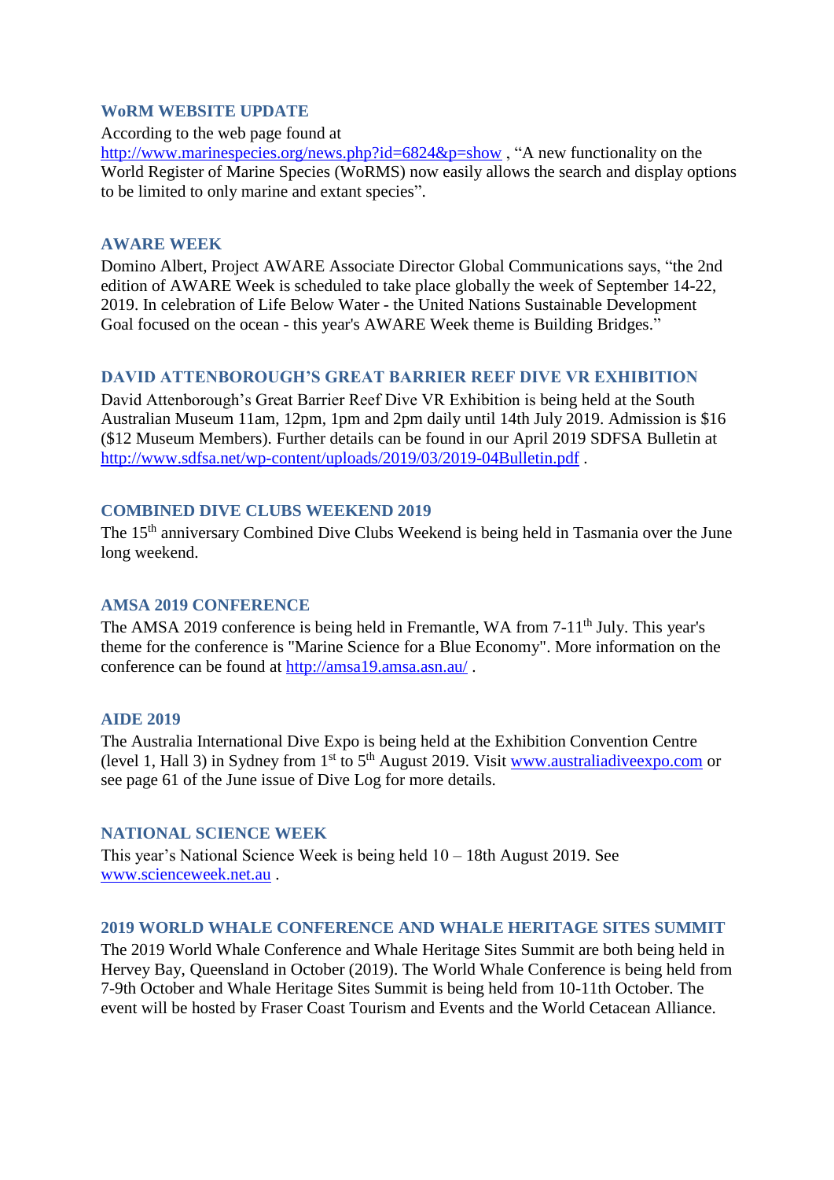## WoRM WEBSITE UPDATE

According to the web page found at http://www.marinespecies.org/news.php?id=6824&p=show , "A new functionality on the World Register of Marine Species (WoRMS) now easily allows the search and display options to be limited to only marine and extant species".

## AWARE WEEK

Domino Albert, Project AWARE Associate Director Global Communications says, "the 2nd edition of AWARE Week is scheduled to take place globally the week of September 14-22, 2019. In celebration of Life Below Water - the United Nations Sustainable Development Goal focused on the ocean - this year's AWARE Week theme is Building Bridges."

## DAVID ATTENBOROUGH'S GREAT BARRIER REEF DIVE VR EXHIBITION

David Attenborough's Great Barrier Reef Dive VR Exhibition is being held at the South Australian Museum 11am, 12pm, 1pm and 2pm daily until 14th July 2019. Admission is $16 ($12 Museum Members). Further details can be found in our April 2019 SDFSA Bulletin at http://www.sdfsa.net/wp-content/uploads/2019/03/2019-04Bulletin.pdf .

## COMBINED DIVE CLUBS WEEKEND 2019

The 15th anniversary Combined Dive Clubs Weekend is being held in Tasmania over the June long weekend.

## AMSA 2019 CONFERENCE

The AMSA 2019 conference is being held in Fremantle, WA from 7-11th July. This year's theme for the conference is "Marine Science for a Blue Economy". More information on the conference can be found at http://amsa19.amsa.asn.au/ .

## AIDE 2019

The Australia International Dive Expo is being held at the Exhibition Convention Centre (level 1, Hall 3) in Sydney from 1st to 5th August 2019. Visit www.australiadiveexpo.com or see page 61 of the June issue of Dive Log for more details.

## NATIONAL SCIENCE WEEK

This year's National Science Week is being held 10 – 18th August 2019. See www.scienceweek.net.au .

## 2019 WORLD WHALE CONFERENCE AND WHALE HERITAGE SITES SUMMIT

The 2019 World Whale Conference and Whale Heritage Sites Summit are both being held in Hervey Bay, Queensland in October (2019). The World Whale Conference is being held from 7-9th October and Whale Heritage Sites Summit is being held from 10-11th October. The event will be hosted by Fraser Coast Tourism and Events and the World Cetacean Alliance.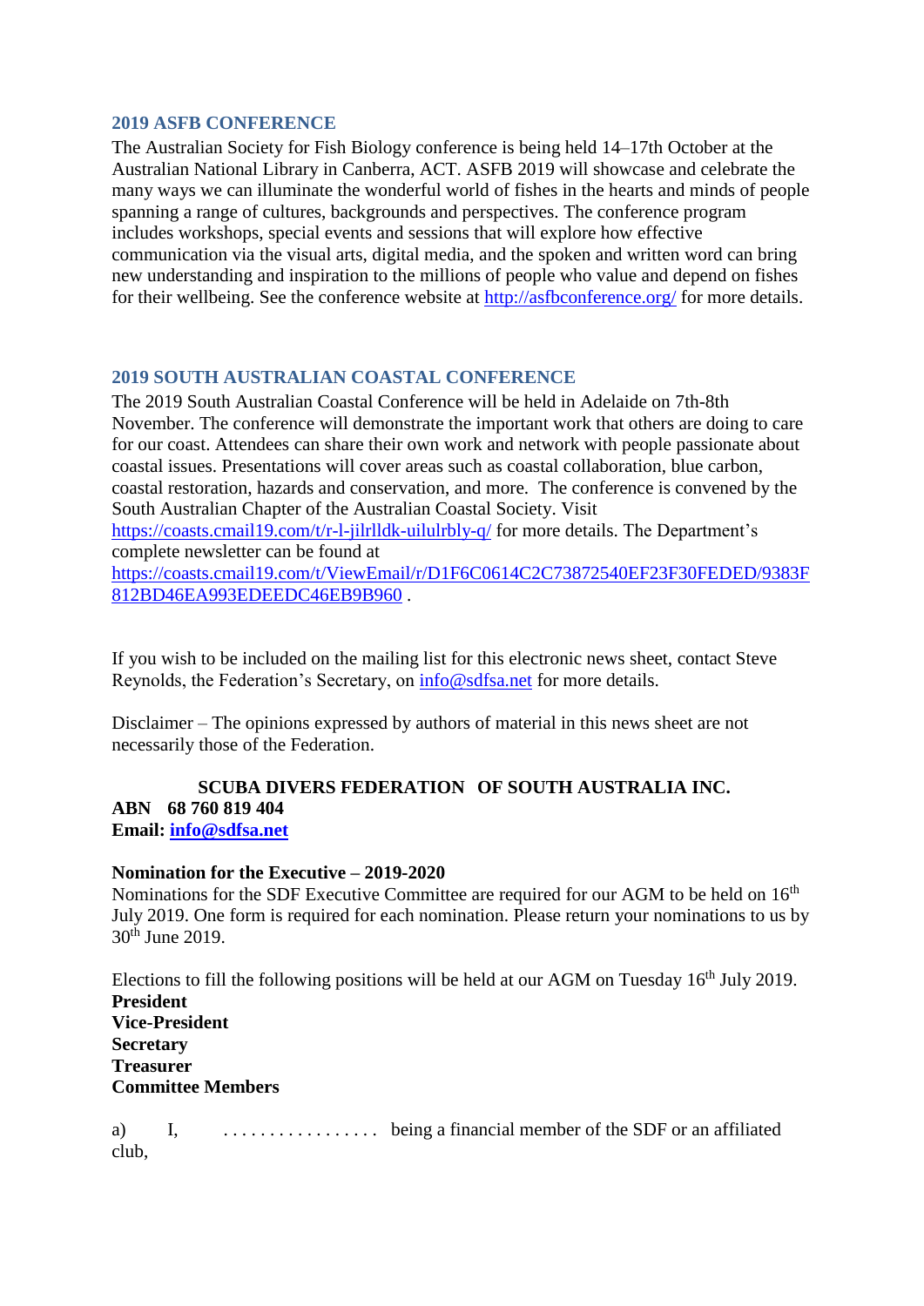## 2019 ASFB CONFERENCE

The Australian Society for Fish Biology conference is being held 14–17th October at the Australian National Library in Canberra, ACT. ASFB 2019 will showcase and celebrate the many ways we can illuminate the wonderful world of fishes in the hearts and minds of people spanning a range of cultures, backgrounds and perspectives. The conference program includes workshops, special events and sessions that will explore how effective communication via the visual arts, digital media, and the spoken and written word can bring new understanding and inspiration to the millions of people who value and depend on fishes for their wellbeing. See the conference website at http://asfbconference.org/ for more details.

## 2019 SOUTH AUSTRALIAN COASTAL CONFERENCE

The 2019 South Australian Coastal Conference will be held in Adelaide on 7th-8th November. The conference will demonstrate the important work that others are doing to care for our coast. Attendees can share their own work and network with people passionate about coastal issues. Presentations will cover areas such as coastal collaboration, blue carbon, coastal restoration, hazards and conservation, and more. The conference is convened by the South Australian Chapter of the Australian Coastal Society. Visit https://coasts.cmail19.com/t/r-l-jilrlldk-uilulrbly-q/ for more details. The Department's complete newsletter can be found at https://coasts.cmail19.com/t/ViewEmail/r/D1F6C0614C2C73872540EF23F30FEDED/9383F812BD46EA993EDEEDC46EB9B960 .

If you wish to be included on the mailing list for this electronic news sheet, contact Steve Reynolds, the Federation's Secretary, on info@sdfsa.net for more details.

Disclaimer – The opinions expressed by authors of material in this news sheet are not necessarily those of the Federation.

**SCUBA DIVERS FEDERATION OF SOUTH AUSTRALIA INC.**
**ABN 68 760 819 404**
**Email: info@sdfsa.net**

**Nomination for the Executive – 2019-2020**

Nominations for the SDF Executive Committee are required for our AGM to be held on 16th July 2019. One form is required for each nomination. Please return your nominations to us by 30th June 2019.

Elections to fill the following positions will be held at our AGM on Tuesday 16th July 2019.

**President**
**Vice-President**
**Secretary**
**Treasurer**
**Committee Members**

a) I, . . . . . . . . . . . . . . . . . being a financial member of the SDF or an affiliated club,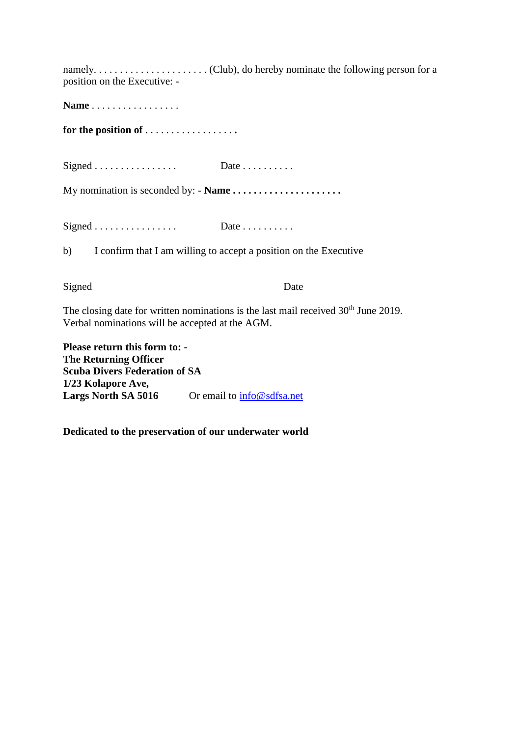namely. . . . . . . . . . . . . . . . . . . . . . (Club), do hereby nominate the following person for a position on the Executive: -

**Name** . . . . . . . . . . . . . . . . .

**for the position of** . . . . . . . . . . . . . . . . . **.**

Signed . . . . . . . . . . . . . . . .     Date . . . . . . . . . .

My nomination is seconded by: - **Name . . . . . . . . . . . . . . . . . . . . .**

Signed . . . . . . . . . . . . . . . .     Date . . . . . . . . . .

b) I confirm that I am willing to accept a position on the Executive

Signed     Date

The closing date for written nominations is the last mail received 30th June 2019.
Verbal nominations will be accepted at the AGM.

**Please return this form to: -**
**The Returning Officer**
**Scuba Divers Federation of SA**
**1/23 Kolapore Ave,**
**Largs North SA 5016**     Or email to info@sdfsa.net

**Dedicated to the preservation of our underwater world**